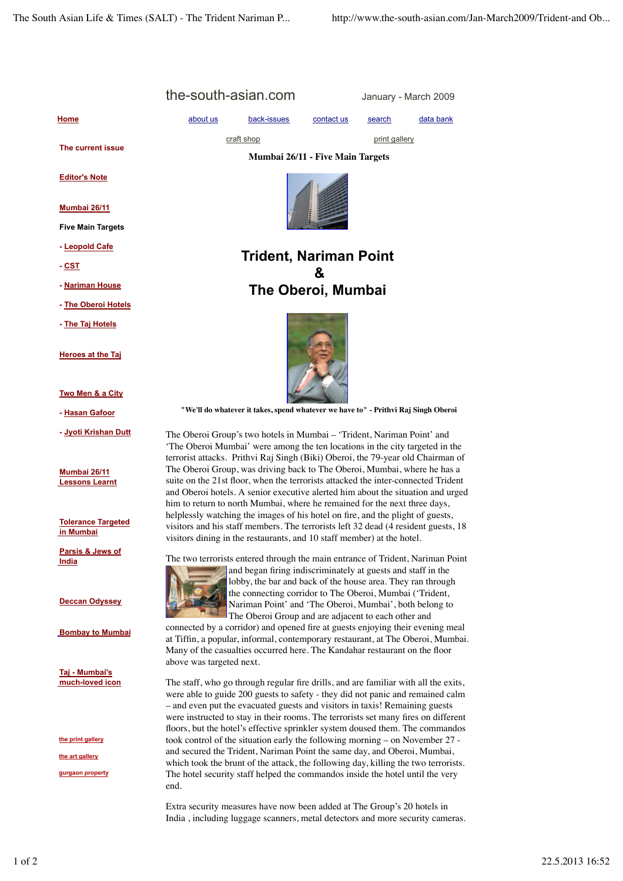the-south-asian.com — January - March 2009

Home | about us | back-issues | contact us | search | data bank

craft shop | print gallery

The current issue

Editor's Note

Mumbai 26/11

Five Main Targets

- Leopold Cafe
- CST
- Nariman House
- The Oberoi Hotels
- The Taj Hotels

Heroes at the Taj

Two Men & a City

- Hasan Gafoor
- Jyoti Krishan Dutt

Mumbai 26/11 Lessons Learnt

Tolerance Targeted in Mumbai

Parsis & Jews of India

Deccan Odyssey

Bombay to Mumbai

Taj - Mumbai's much-loved icon

the print gallery

the art gallery

gurgaon property

**Mumbai 26/11 - Five Main Targets**

# Trident, Nariman Point & The Oberoi, Mumbai

**"We'll do whatever it takes, spend whatever we have to" - Prithvi Raj Singh Oberoi**

The Oberoi Group's two hotels in Mumbai – 'Trident, Nariman Point' and 'The Oberoi Mumbai' were among the ten locations in the city targeted in the terrorist attacks. Prithvi Raj Singh (Biki) Oberoi, the 79-year old Chairman of The Oberoi Group, was driving back to The Oberoi, Mumbai, where he has a suite on the 21st floor, when the terrorists attacked the inter-connected Trident and Oberoi hotels. A senior executive alerted him about the situation and urged him to return to north Mumbai, where he remained for the next three days, helplessly watching the images of his hotel on fire, and the plight of guests, visitors and his staff members. The terrorists left 32 dead (4 resident guests, 18 visitors dining in the restaurants, and 10 staff member) at the hotel.

The two terrorists entered through the main entrance of Trident, Nariman Point and began firing indiscriminately at guests and staff in the lobby, the bar and back of the house area. They ran through the connecting corridor to The Oberoi, Mumbai ('Trident, Nariman Point' and 'The Oberoi, Mumbai', both belong to The Oberoi Group and are adjacent to each other and connected by a corridor) and opened fire at guests enjoying their evening meal at Tiffin, a popular, informal, contemporary restaurant, at The Oberoi, Mumbai. Many of the casualties occurred here. The Kandahar restaurant on the floor above was targeted next.

The staff, who go through regular fire drills, and are familiar with all the exits, were able to guide 200 guests to safety - they did not panic and remained calm – and even put the evacuated guests and visitors in taxis! Remaining guests were instructed to stay in their rooms. The terrorists set many fires on different floors, but the hotel's effective sprinkler system doused them. The commandos took control of the situation early the following morning – on November 27 - and secured the Trident, Nariman Point the same day, and Oberoi, Mumbai, which took the brunt of the attack, the following day, killing the two terrorists. The hotel security staff helped the commandos inside the hotel until the very end.

Extra security measures have now been added at The Group's 20 hotels in India , including luggage scanners, metal detectors and more security cameras.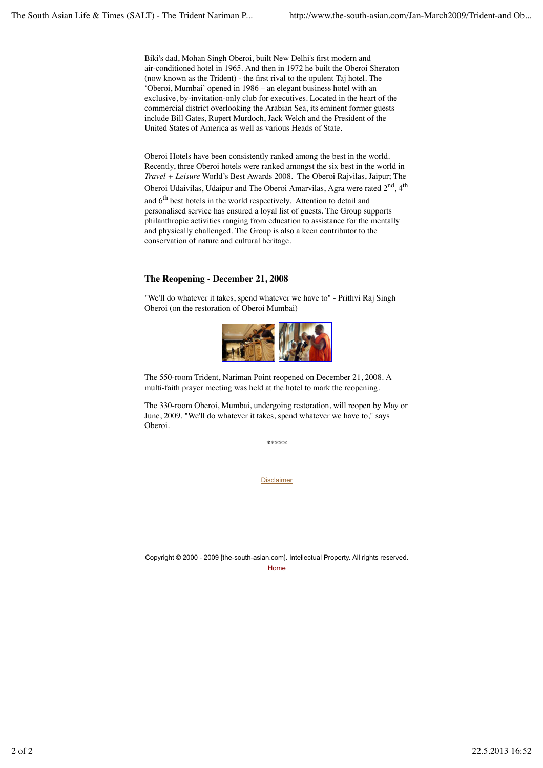Biki's dad, Mohan Singh Oberoi, built New Delhi's first modern and air-conditioned hotel in 1965. And then in 1972 he built the Oberoi Sheraton (now known as the Trident) - the first rival to the opulent Taj hotel. The 'Oberoi, Mumbai' opened in 1986 – an elegant business hotel with an exclusive, by-invitation-only club for executives. Located in the heart of the commercial district overlooking the Arabian Sea, its eminent former guests include Bill Gates, Rupert Murdoch, Jack Welch and the President of the United States of America as well as various Heads of State.

Oberoi Hotels have been consistently ranked among the best in the world. Recently, three Oberoi hotels were ranked amongst the six best in the world in *Travel + Leisure* World's Best Awards 2008. The Oberoi Rajvilas, Jaipur; The Oberoi Udaivilas, Udaipur and The Oberoi Amarvilas, Agra were rated 2nd, 4th and 6th best hotels in the world respectively. Attention to detail and personalised service has ensured a loyal list of guests. The Group supports philanthropic activities ranging from education to assistance for the mentally and physically challenged. The Group is also a keen contributor to the conservation of nature and cultural heritage.

## The Reopening - December 21, 2008

"We'll do whatever it takes, spend whatever we have to" - Prithvi Raj Singh Oberoi (on the restoration of Oberoi Mumbai)

The 550-room Trident, Nariman Point reopened on December 21, 2008. A multi-faith prayer meeting was held at the hotel to mark the reopening.

The 330-room Oberoi, Mumbai, undergoing restoration, will reopen by May or June, 2009. "We'll do whatever it takes, spend whatever we have to," says Oberoi.

*****

Disclaimer

Copyright © 2000 - 2009 [the-south-asian.com]. Intellectual Property. All rights reserved.

Home